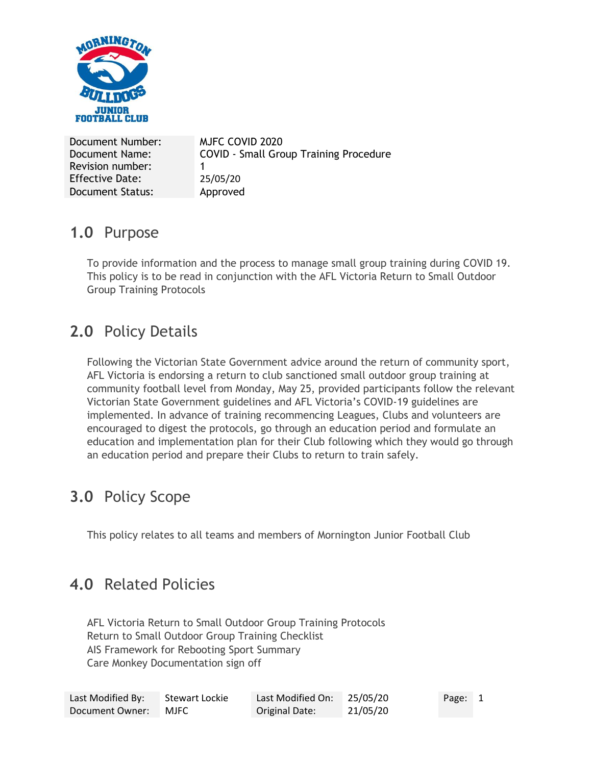| Document Number: | MJFC COVID 2020 |
|---|---|
| Document Name: | COVID - Small Group Training Procedure |
| Revision number: | 1 |
| Effective Date: | 25/05/20 |
| Document Status: | Approved |

## 1.0 Purpose

To provide information and the process to manage small group training during COVID 19. This policy is to be read in conjunction with the AFL Victoria Return to Small Outdoor Group Training Protocols

## 2.0 Policy Details

Following the Victorian State Government advice around the return of community sport, AFL Victoria is endorsing a return to club sanctioned small outdoor group training at community football level from Monday, May 25, provided participants follow the relevant Victorian State Government guidelines and AFL Victoria's COVID-19 guidelines are implemented. In advance of training recommencing Leagues, Clubs and volunteers are encouraged to digest the protocols, go through an education period and formulate an education and implementation plan for their Club following which they would go through an education period and prepare their Clubs to return to train safely.

## 3.0 Policy Scope

This policy relates to all teams and members of Mornington Junior Football Club

## 4.0 Related Policies

AFL Victoria Return to Small Outdoor Group Training Protocols
Return to Small Outdoor Group Training Checklist
AIS Framework for Rebooting Sport Summary
Care Monkey Documentation sign off

| Last Modified By: | Stewart Lockie | Last Modified On: | 25/05/20 |
|---|---|---|---|
| Document Owner: | MJFC | Original Date: | 21/05/20 |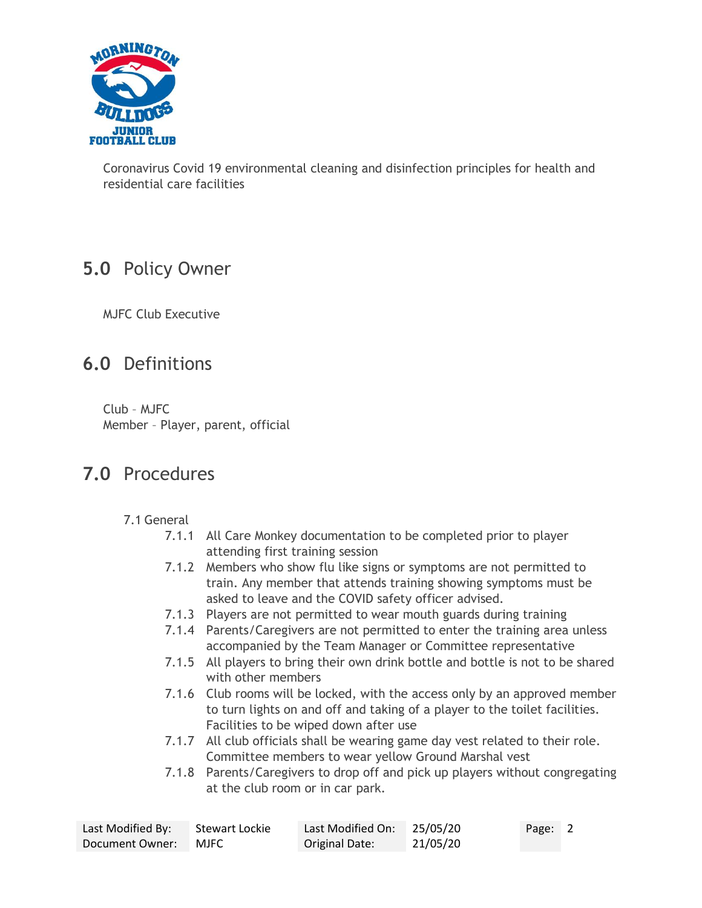Coronavirus Covid 19 environmental cleaning and disinfection principles for health and residential care facilities

## 5.0 Policy Owner

MJFC Club Executive

## 6.0 Definitions

Club – MJFC
Member – Player, parent, official

## 7.0 Procedures

7.1 General

- 7.1.1 All Care Monkey documentation to be completed prior to player attending first training session
- 7.1.2 Members who show flu like signs or symptoms are not permitted to train. Any member that attends training showing symptoms must be asked to leave and the COVID safety officer advised.
- 7.1.3 Players are not permitted to wear mouth guards during training
- 7.1.4 Parents/Caregivers are not permitted to enter the training area unless accompanied by the Team Manager or Committee representative
- 7.1.5 All players to bring their own drink bottle and bottle is not to be shared with other members
- 7.1.6 Club rooms will be locked, with the access only by an approved member to turn lights on and off and taking of a player to the toilet facilities. Facilities to be wiped down after use
- 7.1.7 All club officials shall be wearing game day vest related to their role. Committee members to wear yellow Ground Marshal vest
- 7.1.8 Parents/Caregivers to drop off and pick up players without congregating at the club room or in car park.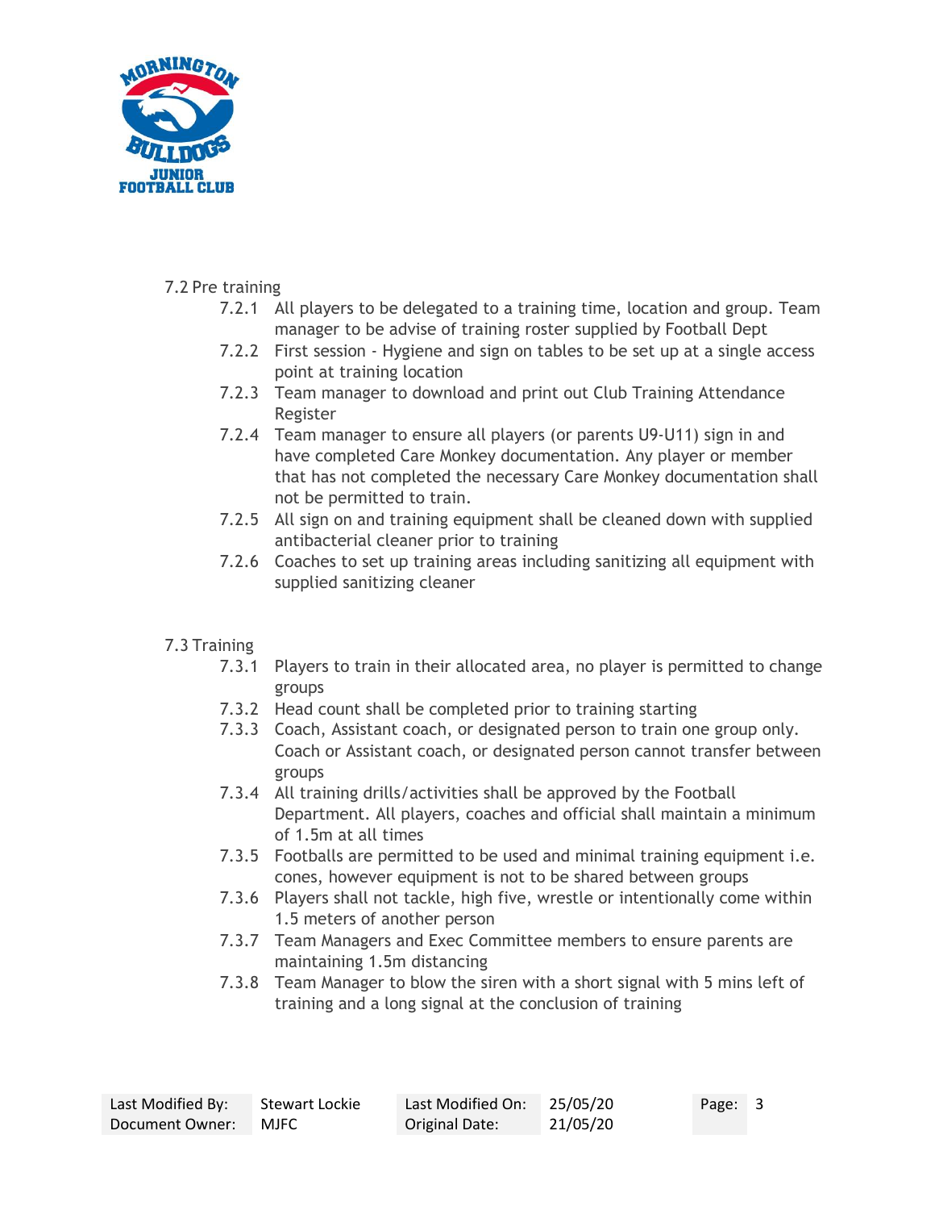### 7.2 Pre training

- 7.2.1 All players to be delegated to a training time, location and group. Team manager to be advise of training roster supplied by Football Dept
- 7.2.2 First session - Hygiene and sign on tables to be set up at a single access point at training location
- 7.2.3 Team manager to download and print out Club Training Attendance Register
- 7.2.4 Team manager to ensure all players (or parents U9-U11) sign in and have completed Care Monkey documentation. Any player or member that has not completed the necessary Care Monkey documentation shall not be permitted to train.
- 7.2.5 All sign on and training equipment shall be cleaned down with supplied antibacterial cleaner prior to training
- 7.2.6 Coaches to set up training areas including sanitizing all equipment with supplied sanitizing cleaner

### 7.3 Training

- 7.3.1 Players to train in their allocated area, no player is permitted to change groups
- 7.3.2 Head count shall be completed prior to training starting
- 7.3.3 Coach, Assistant coach, or designated person to train one group only. Coach or Assistant coach, or designated person cannot transfer between groups
- 7.3.4 All training drills/activities shall be approved by the Football Department. All players, coaches and official shall maintain a minimum of 1.5m at all times
- 7.3.5 Footballs are permitted to be used and minimal training equipment i.e. cones, however equipment is not to be shared between groups
- 7.3.6 Players shall not tackle, high five, wrestle or intentionally come within 1.5 meters of another person
- 7.3.7 Team Managers and Exec Committee members to ensure parents are maintaining 1.5m distancing
- 7.3.8 Team Manager to blow the siren with a short signal with 5 mins left of training and a long signal at the conclusion of training

| Last Modified By: | Stewart Lockie | Last Modified On: | 25/05/20 |
|---|---|---|---|
| Document Owner: | MJFC | Original Date: | 21/05/20 |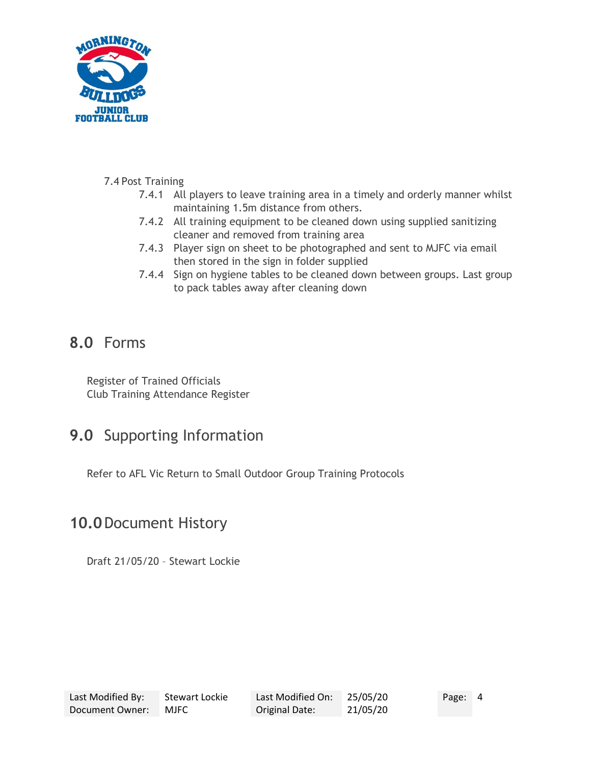7.4 Post Training

7.4.1 All players to leave training area in a timely and orderly manner whilst maintaining 1.5m distance from others.

7.4.2 All training equipment to be cleaned down using supplied sanitizing cleaner and removed from training area

7.4.3 Player sign on sheet to be photographed and sent to MJFC via email then stored in the sign in folder supplied

7.4.4 Sign on hygiene tables to be cleaned down between groups. Last group to pack tables away after cleaning down

## 8.0 Forms

Register of Trained Officials
Club Training Attendance Register

## 9.0 Supporting Information

Refer to AFL Vic Return to Small Outdoor Group Training Protocols

## 10.0 Document History

Draft 21/05/20 – Stewart Lockie

| | | | | | |
|---|---|---|---|---|---|
| Last Modified By: | Stewart Lockie | Last Modified On: | 25/05/20 | Page: | 4 |
| Document Owner: | MJFC | Original Date: | 21/05/20 | | |